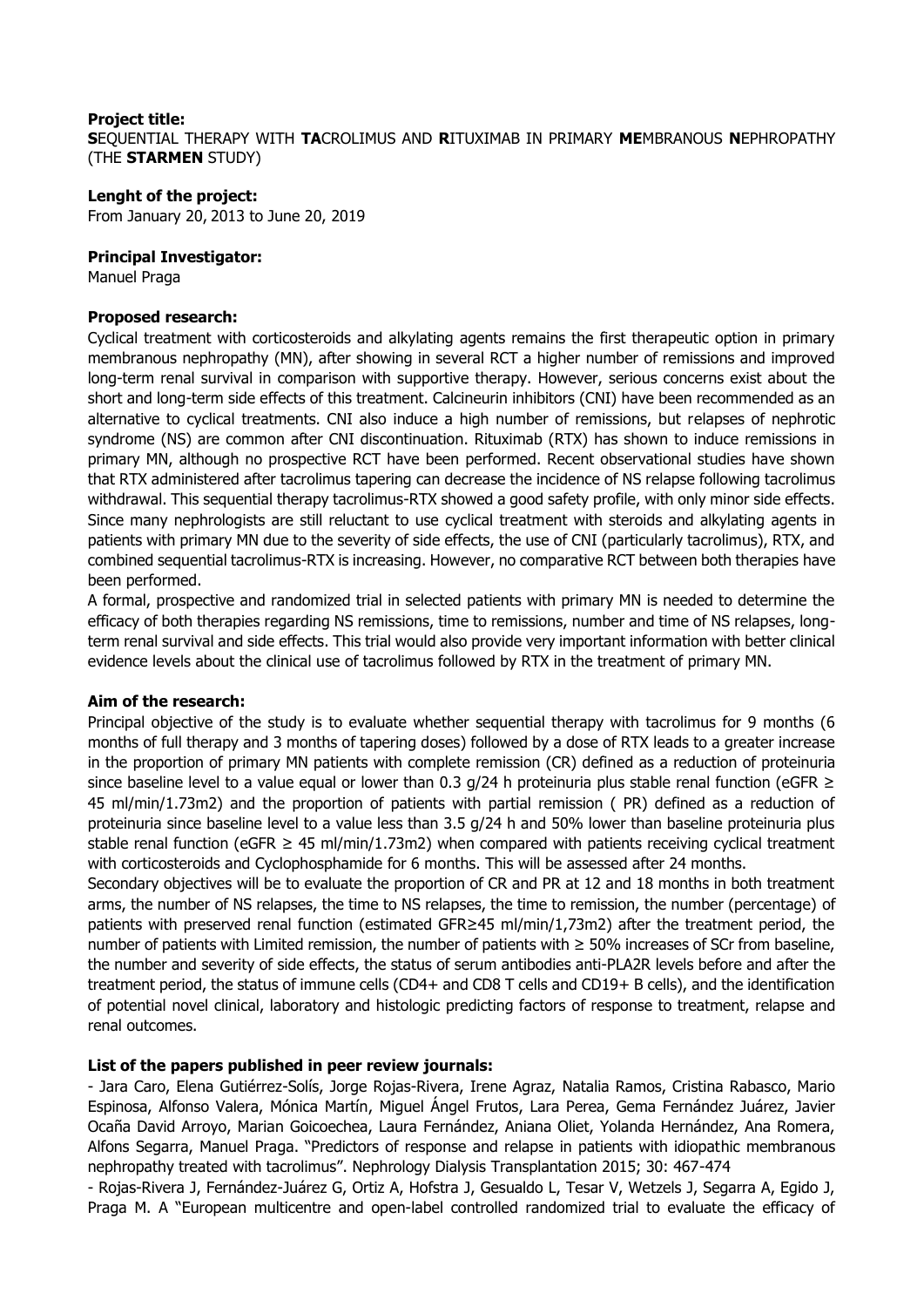**Project title:**

**S**EQUENTIAL THERAPY WITH **TA**CROLIMUS AND **R**ITUXIMAB IN PRIMARY **ME**MBRANOUS **N**EPHROPATHY (THE **STARMEN** STUDY)

**Lenght of the project:**

From January 20, 2013 to June 20, 2019

**Principal Investigator:**

Manuel Praga

**Proposed research:**

Cyclical treatment with corticosteroids and alkylating agents remains the first therapeutic option in primary membranous nephropathy (MN), after showing in several RCT a higher number of remissions and improved long-term renal survival in comparison with supportive therapy. However, serious concerns exist about the short and long-term side effects of this treatment. Calcineurin inhibitors (CNI) have been recommended as an alternative to cyclical treatments. CNI also induce a high number of remissions, but relapses of nephrotic syndrome (NS) are common after CNI discontinuation. Rituximab (RTX) has shown to induce remissions in primary MN, although no prospective RCT have been performed. Recent observational studies have shown that RTX administered after tacrolimus tapering can decrease the incidence of NS relapse following tacrolimus withdrawal. This sequential therapy tacrolimus-RTX showed a good safety profile, with only minor side effects. Since many nephrologists are still reluctant to use cyclical treatment with steroids and alkylating agents in patients with primary MN due to the severity of side effects, the use of CNI (particularly tacrolimus), RTX, and combined sequential tacrolimus-RTX is increasing. However, no comparative RCT between both therapies have been performed.

A formal, prospective and randomized trial in selected patients with primary MN is needed to determine the efficacy of both therapies regarding NS remissions, time to remissions, number and time of NS relapses, long-term renal survival and side effects. This trial would also provide very important information with better clinical evidence levels about the clinical use of tacrolimus followed by RTX in the treatment of primary MN.

**Aim of the research:**

Principal objective of the study is to evaluate whether sequential therapy with tacrolimus for 9 months (6 months of full therapy and 3 months of tapering doses) followed by a dose of RTX leads to a greater increase in the proportion of primary MN patients with complete remission (CR) defined as a reduction of proteinuria since baseline level to a value equal or lower than 0.3 g/24 h proteinuria plus stable renal function (eGFR $\geq$ 45 ml/min/1.73m2) and the proportion of patients with partial remission ( PR) defined as a reduction of proteinuria since baseline level to a value less than 3.5 g/24 h and 50% lower than baseline proteinuria plus stable renal function (eGFR $\geq$ 45 ml/min/1.73m2) when compared with patients receiving cyclical treatment with corticosteroids and Cyclophosphamide for 6 months. This will be assessed after 24 months.

Secondary objectives will be to evaluate the proportion of CR and PR at 12 and 18 months in both treatment arms, the number of NS relapses, the time to NS relapses, the time to remission, the number (percentage) of patients with preserved renal function (estimated GFR$\geq$45 ml/min/1,73m2) after the treatment period, the number of patients with Limited remission, the number of patients with $\geq$ 50% increases of SCr from baseline, the number and severity of side effects, the status of serum antibodies anti-PLA2R levels before and after the treatment period, the status of immune cells (CD4+ and CD8 T cells and CD19+ B cells), and the identification of potential novel clinical, laboratory and histologic predicting factors of response to treatment, relapse and renal outcomes.

**List of the papers published in peer review journals:**

- Jara Caro, Elena Gutiérrez-Solís, Jorge Rojas-Rivera, Irene Agraz, Natalia Ramos, Cristina Rabasco, Mario Espinosa, Alfonso Valera, Mónica Martín, Miguel Ángel Frutos, Lara Perea, Gema Fernández Juárez, Javier Ocaña David Arroyo, Marian Goicoechea, Laura Fernández, Aniana Oliet, Yolanda Hernández, Ana Romera, Alfons Segarra, Manuel Praga. "Predictors of response and relapse in patients with idiopathic membranous nephropathy treated with tacrolimus". Nephrology Dialysis Transplantation 2015; 30: 467-474

- Rojas-Rivera J, Fernández-Juárez G, Ortiz A, Hofstra J, Gesualdo L, Tesar V, Wetzels J, Segarra A, Egido J, Praga M. A "European multicentre and open-label controlled randomized trial to evaluate the efficacy of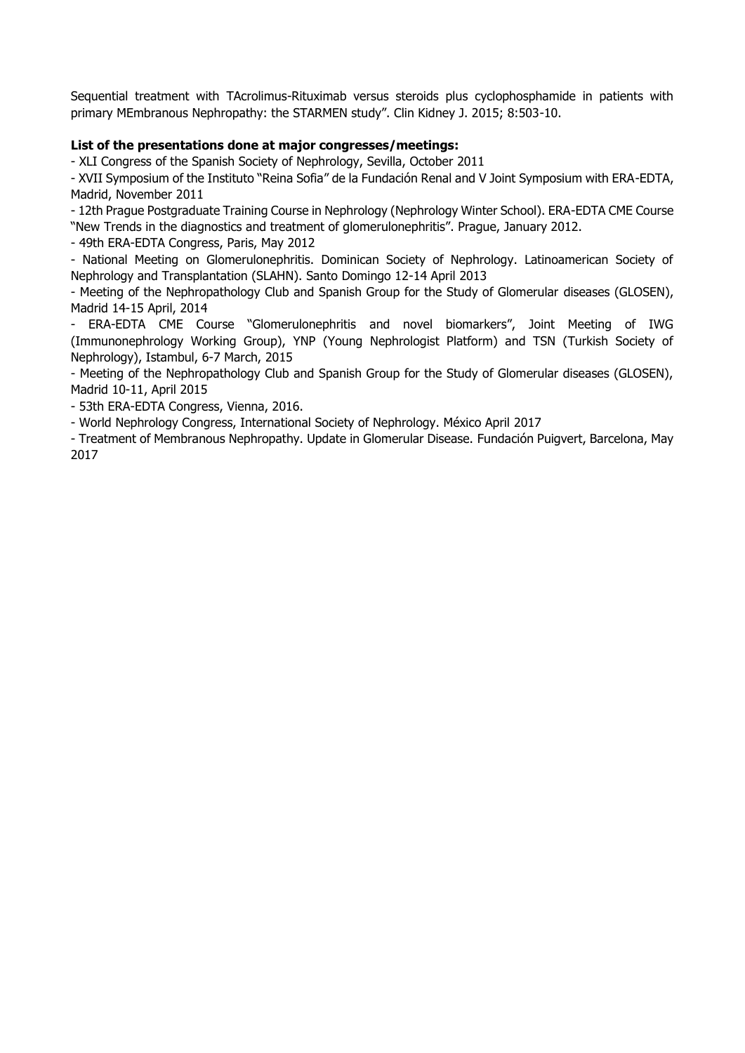Sequential treatment with TAcrolimus-Rituximab versus steroids plus cyclophosphamide in patients with primary MEmbranous Nephropathy: the STARMEN study". Clin Kidney J. 2015; 8:503-10.

**List of the presentations done at major congresses/meetings:**

- XLI Congress of the Spanish Society of Nephrology, Sevilla, October 2011
- XVII Symposium of the Instituto "Reina Sofia" de la Fundación Renal and V Joint Symposium with ERA-EDTA, Madrid, November 2011
- 12th Prague Postgraduate Training Course in Nephrology (Nephrology Winter School). ERA-EDTA CME Course "New Trends in the diagnostics and treatment of glomerulonephritis". Prague, January 2012.
- 49th ERA-EDTA Congress, Paris, May 2012
- National Meeting on Glomerulonephritis. Dominican Society of Nephrology. Latinoamerican Society of Nephrology and Transplantation (SLAHN). Santo Domingo 12-14 April 2013
- Meeting of the Nephropathology Club and Spanish Group for the Study of Glomerular diseases (GLOSEN), Madrid 14-15 April, 2014
- ERA-EDTA CME Course "Glomerulonephritis and novel biomarkers", Joint Meeting of IWG (Immunonephrology Working Group), YNP (Young Nephrologist Platform) and TSN (Turkish Society of Nephrology), Istambul, 6-7 March, 2015
- Meeting of the Nephropathology Club and Spanish Group for the Study of Glomerular diseases (GLOSEN), Madrid 10-11, April 2015
- 53th ERA-EDTA Congress, Vienna, 2016.
- World Nephrology Congress, International Society of Nephrology. México April 2017
- Treatment of Membranous Nephropathy. Update in Glomerular Disease. Fundación Puigvert, Barcelona, May 2017